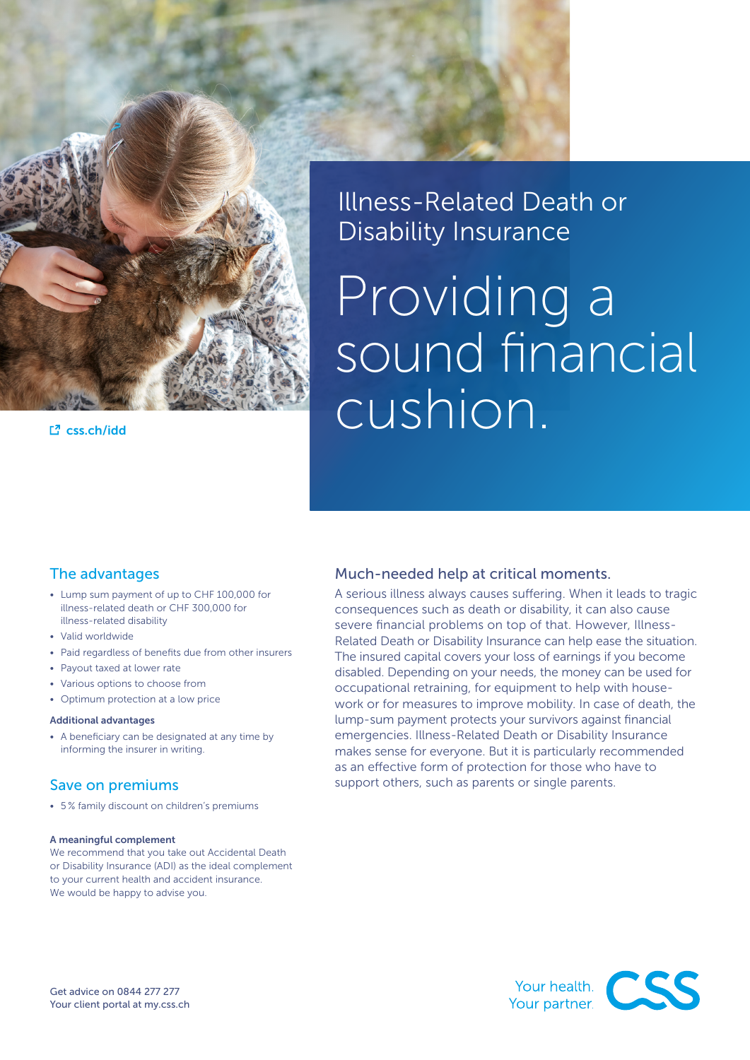css.ch/idd

# Illness-Related Death or Disability Insurance

## Providing a sound financial cushion.

## Much-needed help at critical moments.

A serious illness always causes suffering. When it leads to tragic consequences such as death or disability, it can also cause severe financial problems on top of that. However, Illness-Related Death or Disability Insurance can help ease the situation. The insured capital covers your loss of earnings if you become disabled. Depending on your needs, the money can be used for occupational retraining, for equipment to help with house-work or for measures to improve mobility. In case of death, the lump-sum payment protects your survivors against financial emergencies. Illness-Related Death or Disability Insurance makes sense for everyone. But it is particularly recommended as an effective form of protection for those who have to support others, such as parents or single parents.

## The advantages

- Lump sum payment of up to CHF 100,000 for illness-related death or CHF 300,000 for illness-related disability
- Paid regardless of benefits due from other insurers
- Valid worldwide
- Payout taxed at lower rate
- Various options to choose from
- Optimum protection at a low price

**Additional advantages**

- A beneficiary can be designated at any time by informing the insurer in writing.

## Save on premiums

- 5 % family discount on children's premiums

**A meaningful complement**

We recommend that you take out Accidental Death or Disability Insurance (ADI) as the ideal complement to your current health and accident insurance. We would be happy to advise you.

Get advice on 0844 277 277
Your client portal at my.css.ch

Your health. Your partner. CSS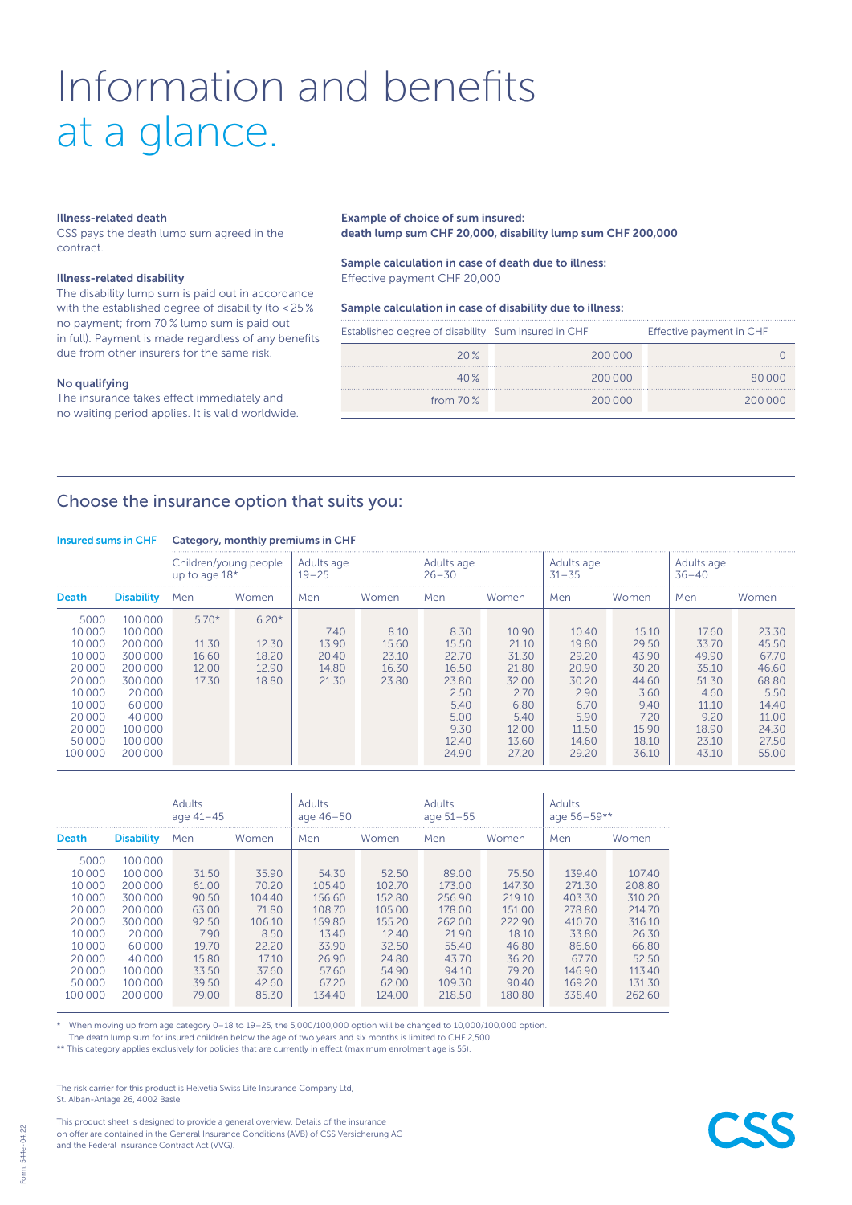# Information and benefits at a glance.

**Illness-related death**
CSS pays the death lump sum agreed in the contract.

**Illness-related disability**
The disability lump sum is paid out in accordance with the established degree of disability (to < 25 % no payment; from 70 % lump sum is paid out in full). Payment is made regardless of any benefits due from other insurers for the same risk.

**No qualifying**
The insurance takes effect immediately and no waiting period applies. It is valid worldwide.

**Example of choice of sum insured:**
**death lump sum CHF 20,000, disability lump sum CHF 200,000**

**Sample calculation in case of death due to illness:**
Effective payment CHF 20,000

**Sample calculation in case of disability due to illness:**

| Established degree of disability | Sum insured in CHF | Effective payment in CHF |
|---|---|---|
| 20 % | 200 000 | 0 |
| 40 % | 200 000 | 80 000 |
| from 70 % | 200 000 | 200 000 |

## Choose the insurance option that suits you:

| Insured sums in CHF | | Category, monthly premiums in CHF | | | | | | | | | |
|---|---|---|---|---|---|---|---|---|---|---|---|
| | | Children/young people up to age 18* | | Adults age 19–25 | | Adults age 26–30 | | Adults age 31–35 | | Adults age 36–40 | |
| **Death** | **Disability** | Men | Women | Men | Women | Men | Women | Men | Women | Men | Women |
| 5000 | 100 000 | 5.70* | 6.20* | | | | | | | | |
| 10 000 | 100 000 | | | 7.40 | 8.10 | 8.30 | 10.90 | 10.40 | 15.10 | 17.60 | 23.30 |
| 10 000 | 200 000 | 11.30 | 12.30 | 13.90 | 15.60 | 15.50 | 21.10 | 19.80 | 29.50 | 33.70 | 45.50 |
| 10 000 | 300 000 | 16.60 | 18.20 | 20.40 | 23.10 | 22.70 | 31.30 | 29.20 | 43.90 | 49.90 | 67.70 |
| 20 000 | 200 000 | 12.00 | 12.90 | 14.80 | 16.30 | 16.50 | 21.80 | 20.90 | 30.20 | 35.10 | 46.60 |
| 20 000 | 300 000 | 17.30 | 18.80 | 21.30 | 23.80 | 23.80 | 32.00 | 30.20 | 44.60 | 51.30 | 68.80 |
| 10 000 | 20 000 | | | | | 2.50 | 2.70 | 2.90 | 3.60 | 4.60 | 5.50 |
| 10 000 | 60 000 | | | | | 5.40 | 6.80 | 6.70 | 9.40 | 11.10 | 14.40 |
| 20 000 | 40 000 | | | | | 5.00 | 5.40 | 5.90 | 7.20 | 9.20 | 11.00 |
| 20 000 | 100 000 | | | | | 9.30 | 12.00 | 11.50 | 15.90 | 18.90 | 24.30 |
| 50 000 | 100 000 | | | | | 12.40 | 13.60 | 14.60 | 18.10 | 23.10 | 27.50 |
| 100 000 | 200 000 | | | | | 24.90 | 27.20 | 29.20 | 36.10 | 43.10 | 55.00 |

| | | Adults age 41–45 | | Adults age 46–50 | | Adults age 51–55 | | Adults age 56–59** | |
|---|---|---|---|---|---|---|---|---|---|
| **Death** | **Disability** | Men | Women | Men | Women | Men | Women | Men | Women |
| 5000 | 100 000 | | | | | | | | |
| 10 000 | 100 000 | 31.50 | 35.90 | 54.30 | 52.50 | 89.00 | 75.50 | 139.40 | 107.40 |
| 10 000 | 200 000 | 61.00 | 70.20 | 105.40 | 102.70 | 173.00 | 147.30 | 271.30 | 208.80 |
| 10 000 | 300 000 | 90.50 | 104.40 | 156.60 | 152.80 | 256.90 | 219.10 | 403.30 | 310.20 |
| 20 000 | 200 000 | 63.00 | 71.80 | 108.70 | 105.00 | 178.00 | 151.00 | 278.80 | 214.70 |
| 20 000 | 300 000 | 92.50 | 106.10 | 159.80 | 155.20 | 262.00 | 222.90 | 410.70 | 316.10 |
| 10 000 | 20 000 | 7.90 | 8.50 | 13.40 | 12.40 | 21.90 | 18.10 | 33.80 | 26.30 |
| 10 000 | 60 000 | 19.70 | 22.20 | 33.90 | 32.50 | 55.40 | 46.80 | 86.60 | 66.80 |
| 20 000 | 40 000 | 15.80 | 17.10 | 26.90 | 24.80 | 43.70 | 36.20 | 67.70 | 52.50 |
| 20 000 | 100 000 | 33.50 | 37.60 | 57.60 | 54.90 | 94.10 | 79.20 | 146.90 | 113.40 |
| 50 000 | 100 000 | 39.50 | 42.60 | 67.20 | 62.00 | 109.30 | 90.40 | 169.20 | 131.30 |
| 100 000 | 200 000 | 79.00 | 85.30 | 134.40 | 124.00 | 218.50 | 180.80 | 338.40 | 262.60 |

\* When moving up from age category 0–18 to 19–25, the 5,000/100,000 option will be changed to 10,000/100,000 option.
The death lump sum for insured children below the age of two years and six months is limited to CHF 2,500.
** This category applies exclusively for policies that are currently in effect (maximum enrolment age is 55).

The risk carrier for this product is Helvetia Swiss Life Insurance Company Ltd, St. Alban-Anlage 26, 4002 Basle.

This product sheet is designed to provide a general overview. Details of the insurance on offer are contained in the General Insurance Conditions (AVB) of CSS Versicherung AG and the Federal Insurance Contract Act (VVG).

CSS

Form. 544e-04.22